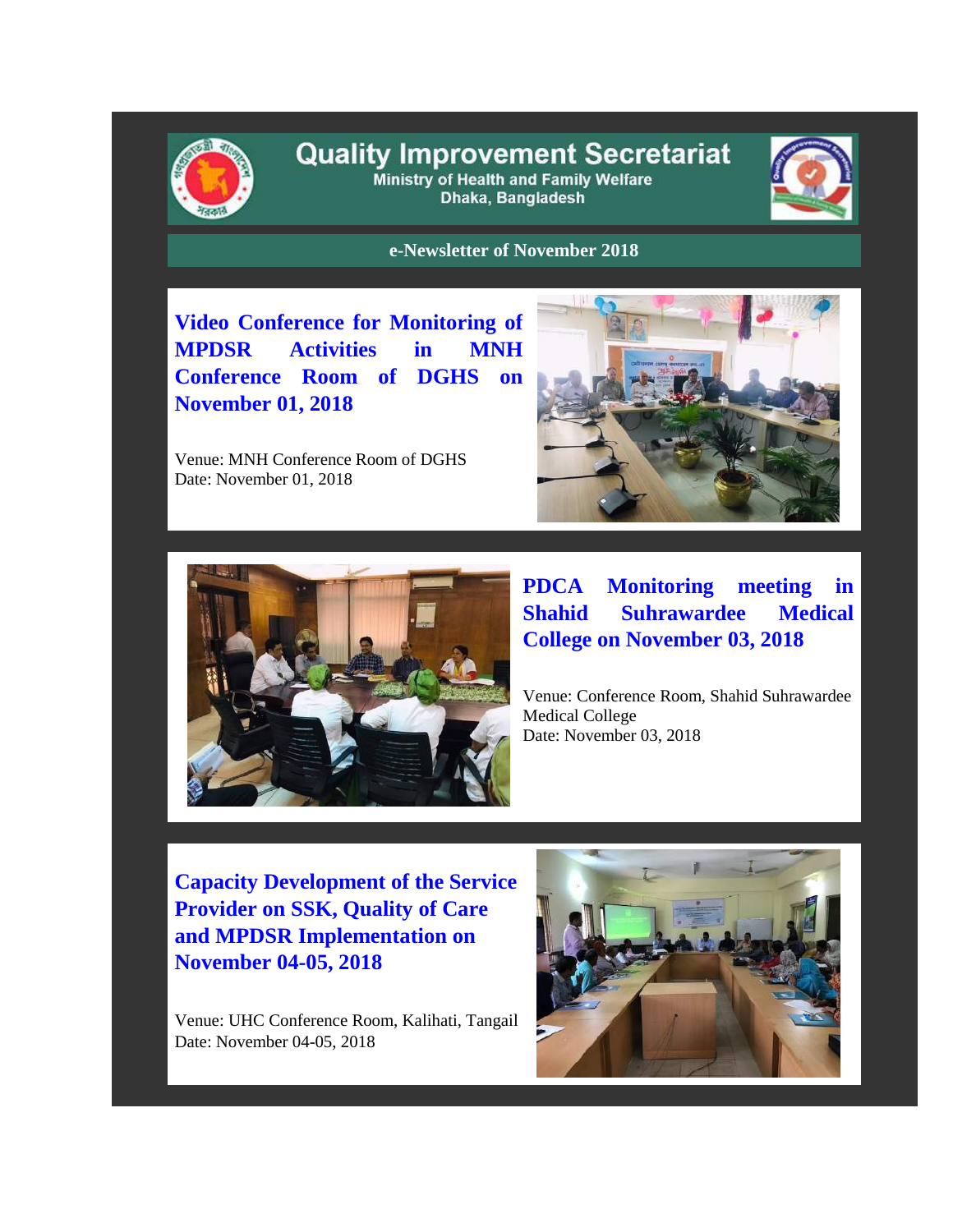# Quality Improvement Secretariat

Ministry of Health and Family Welfare
Dhaka, Bangladesh

**e-Newsletter of November 2018**

## Video Conference for Monitoring of MPDSR Activities in MNH Conference Room of DGHS on November 01, 2018

Venue: MNH Conference Room of DGHS
Date: November 01, 2018

## PDCA Monitoring meeting in Shahid Suhrawardee Medical College on November 03, 2018

Venue: Conference Room, Shahid Suhrawardee Medical College
Date: November 03, 2018

## Capacity Development of the Service Provider on SSK, Quality of Care and MPDSR Implementation on November 04-05, 2018

Venue: UHC Conference Room, Kalihati, Tangail
Date: November 04-05, 2018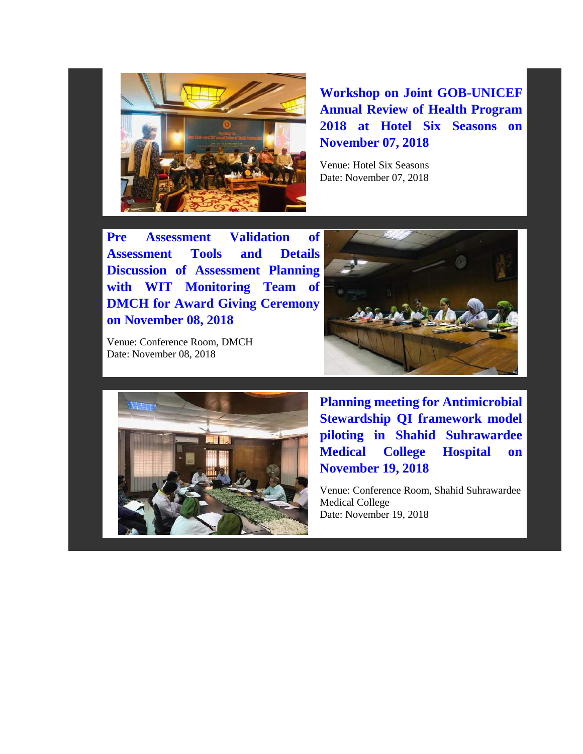## Workshop on Joint GOB-UNICEF Annual Review of Health Program 2018 at Hotel Six Seasons on November 07, 2018

Venue: Hotel Six Seasons
Date: November 07, 2018

## Pre Assessment Validation of Assessment Tools and Details Discussion of Assessment Planning with WIT Monitoring Team of DMCH for Award Giving Ceremony on November 08, 2018

Venue: Conference Room, DMCH
Date: November 08, 2018

## Planning meeting for Antimicrobial Stewardship QI framework model piloting in Shahid Suhrawardee Medical College Hospital on November 19, 2018

Venue: Conference Room, Shahid Suhrawardee Medical College
Date: November 19, 2018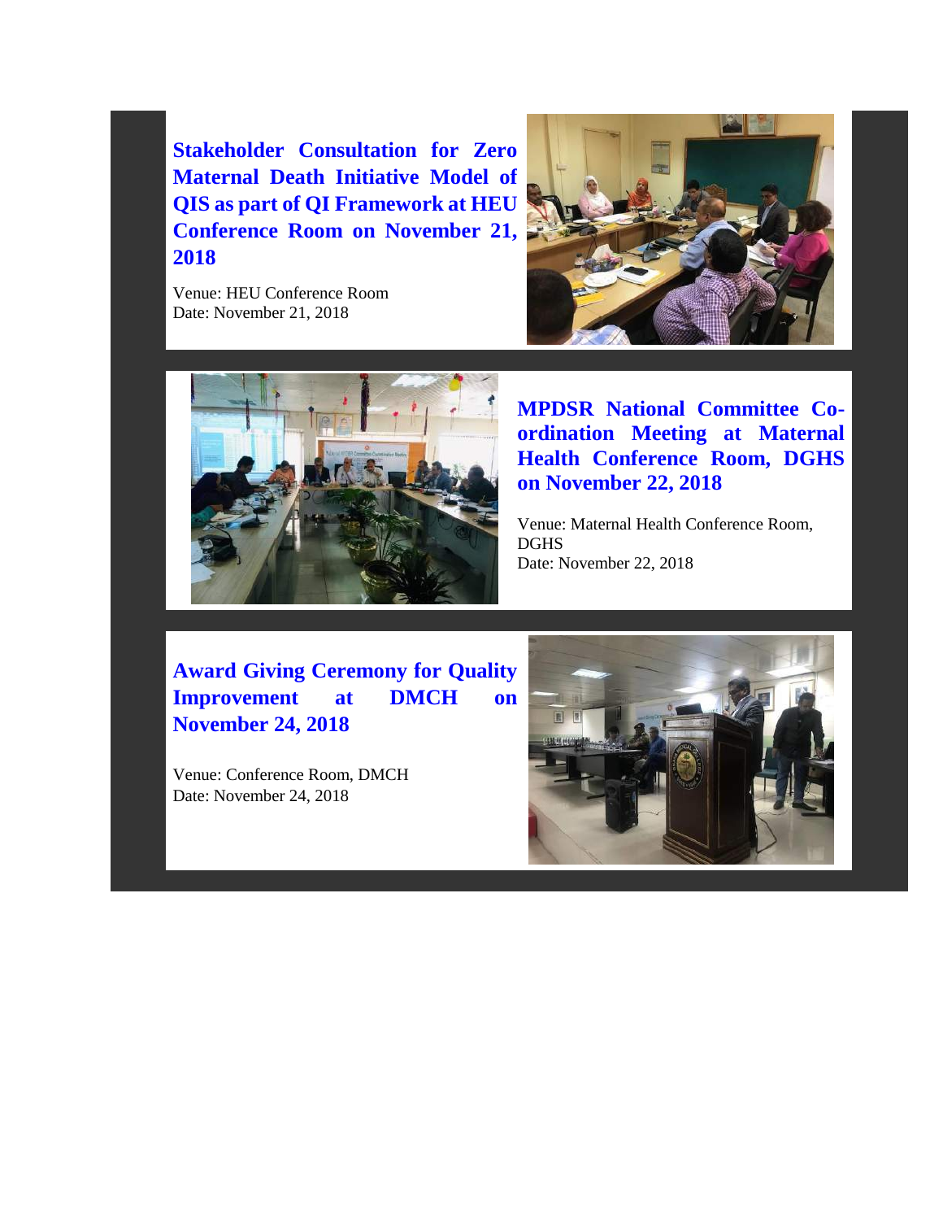## Stakeholder Consultation for Zero Maternal Death Initiative Model of QIS as part of QI Framework at HEU Conference Room on November 21, 2018

Venue: HEU Conference Room
Date: November 21, 2018

## MPDSR National Committee Co-ordination Meeting at Maternal Health Conference Room, DGHS on November 22, 2018

Venue: Maternal Health Conference Room, DGHS
Date: November 22, 2018

## Award Giving Ceremony for Quality Improvement at DMCH on November 24, 2018

Venue: Conference Room, DMCH
Date: November 24, 2018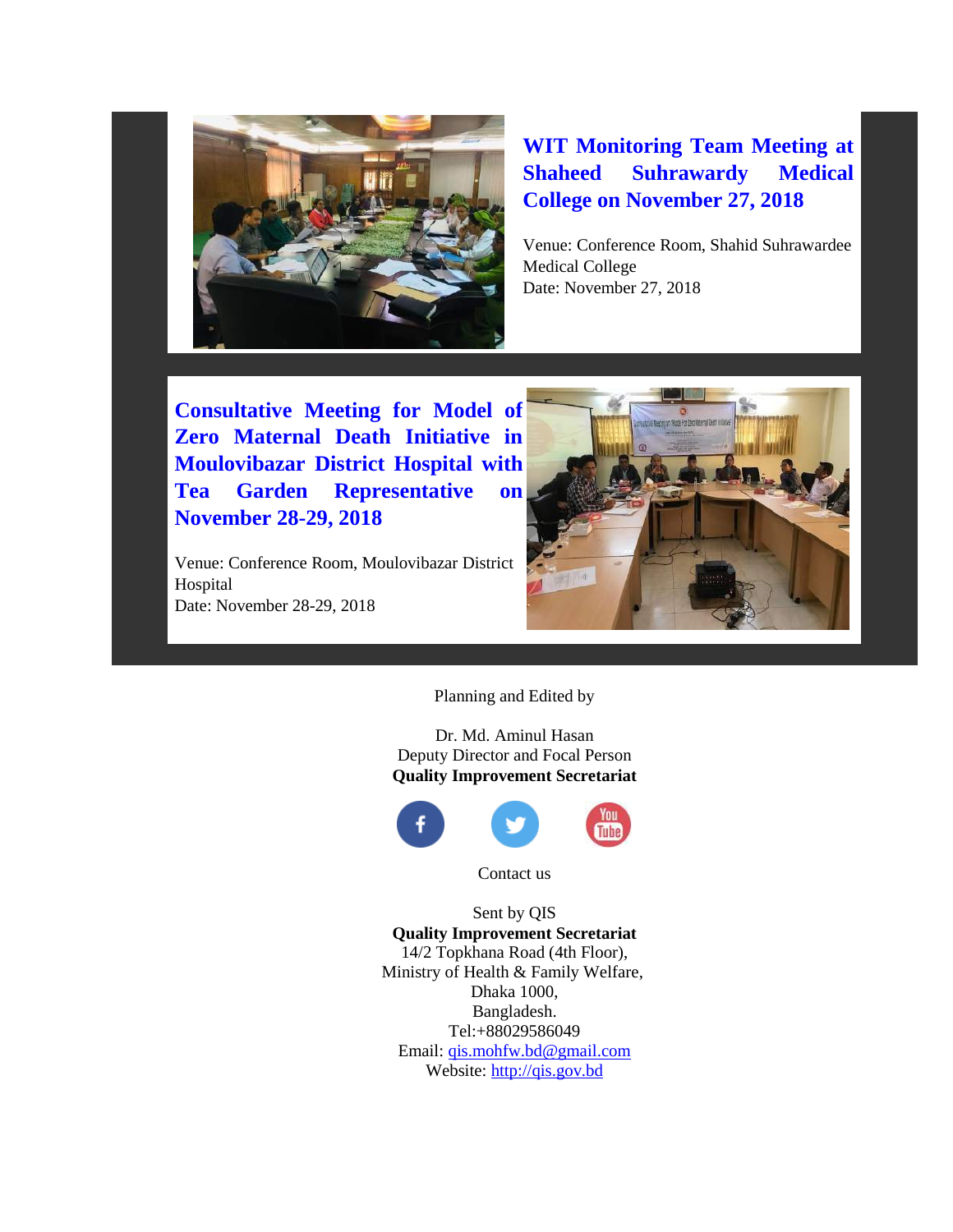## WIT Monitoring Team Meeting at Shaheed Suhrawardy Medical College on November 27, 2018

Venue: Conference Room, Shahid Suhrawardee Medical College
Date: November 27, 2018

## Consultative Meeting for Model of Zero Maternal Death Initiative in Moulovibazar District Hospital with Tea Garden Representative on November 28-29, 2018

Venue: Conference Room, Moulovibazar District Hospital
Date: November 28-29, 2018

Planning and Edited by

Dr. Md. Aminul Hasan
Deputy Director and Focal Person
**Quality Improvement Secretariat**

Contact us

Sent by QIS
**Quality Improvement Secretariat**
14/2 Topkhana Road (4th Floor),
Ministry of Health & Family Welfare,
Dhaka 1000,
Bangladesh.
Tel:+88029586049
Email: qis.mohfw.bd@gmail.com
Website: http://qis.gov.bd